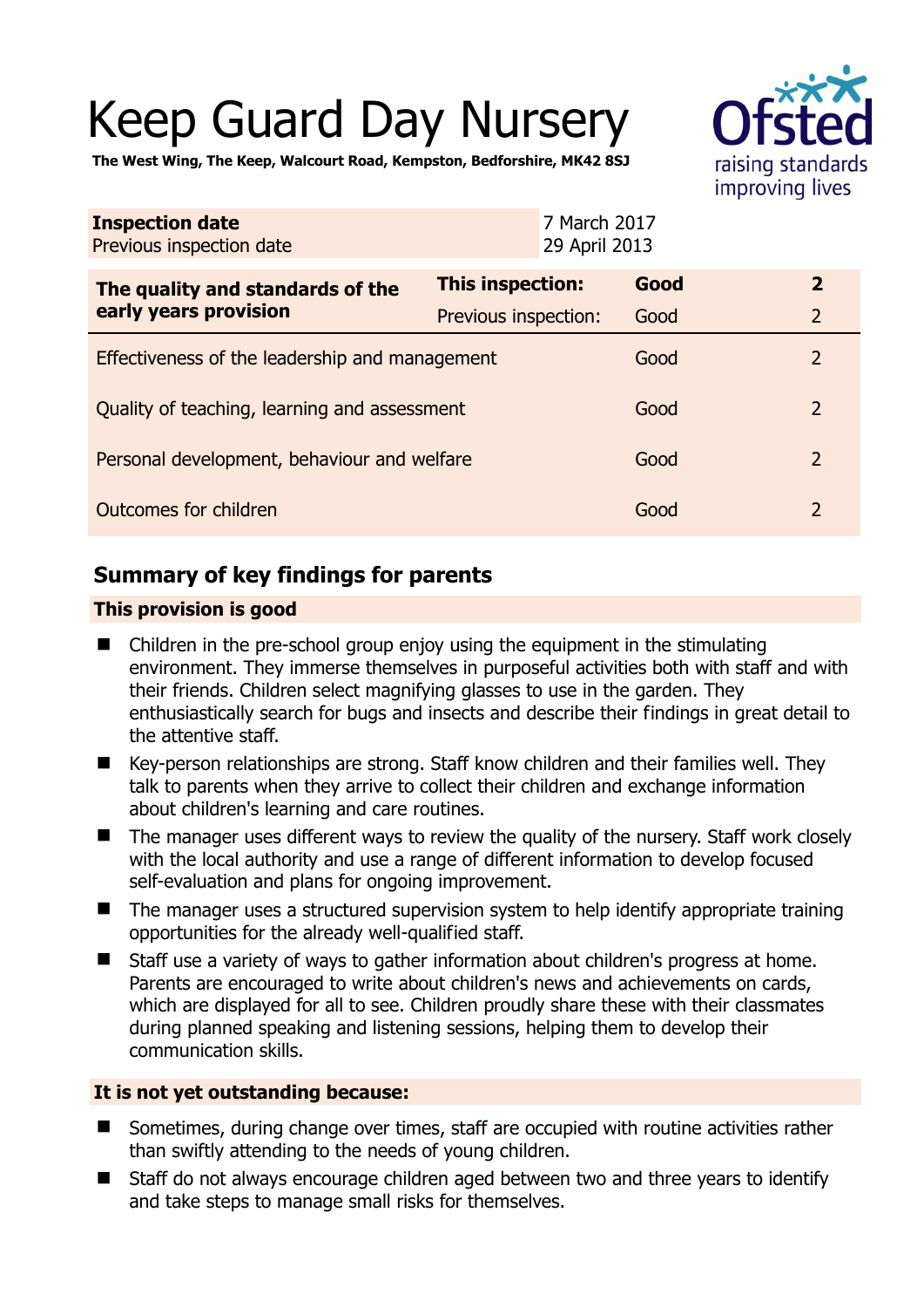# Keep Guard Day Nursery

**The West Wing, The Keep, Walcourt Road, Kempston, Bedforshire, MK42 8SJ**

| **Inspection date** | 7 March 2017 |
|---|---|
| Previous inspection date | 29 April 2013 |

| **The quality and standards of the early years provision** | **This inspection:** | **Good** | **2** |
|---|---|---|---|
| | Previous inspection: | Good | 2 |
| Effectiveness of the leadership and management | | Good | 2 |
| Quality of teaching, learning and assessment | | Good | 2 |
| Personal development, behaviour and welfare | | Good | 2 |
| Outcomes for children | | Good | 2 |

## Summary of key findings for parents

**This provision is good**

- Children in the pre-school group enjoy using the equipment in the stimulating environment. They immerse themselves in purposeful activities both with staff and with their friends. Children select magnifying glasses to use in the garden. They enthusiastically search for bugs and insects and describe their findings in great detail to the attentive staff.
- Key-person relationships are strong. Staff know children and their families well. They talk to parents when they arrive to collect their children and exchange information about children's learning and care routines.
- The manager uses different ways to review the quality of the nursery. Staff work closely with the local authority and use a range of different information to develop focused self-evaluation and plans for ongoing improvement.
- The manager uses a structured supervision system to help identify appropriate training opportunities for the already well-qualified staff.
- Staff use a variety of ways to gather information about children's progress at home. Parents are encouraged to write about children's news and achievements on cards, which are displayed for all to see. Children proudly share these with their classmates during planned speaking and listening sessions, helping them to develop their communication skills.

**It is not yet outstanding because:**

- Sometimes, during change over times, staff are occupied with routine activities rather than swiftly attending to the needs of young children.
- Staff do not always encourage children aged between two and three years to identify and take steps to manage small risks for themselves.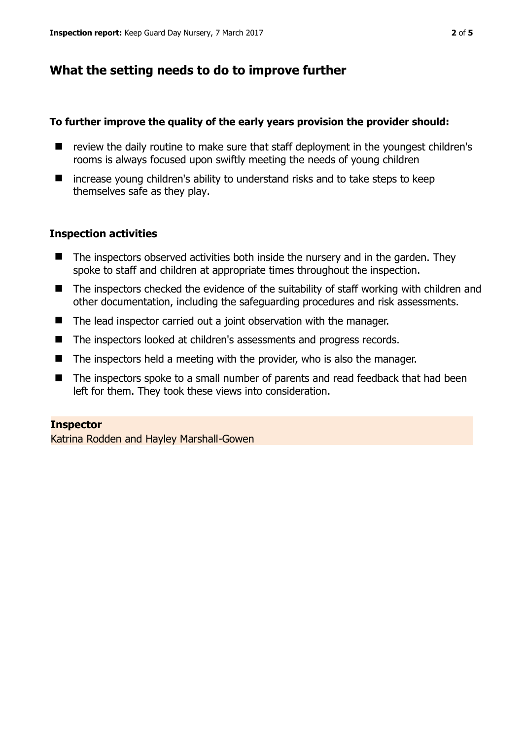## What the setting needs to do to improve further

**To further improve the quality of the early years provision the provider should:**

- review the daily routine to make sure that staff deployment in the youngest children's rooms is always focused upon swiftly meeting the needs of young children
- increase young children's ability to understand risks and to take steps to keep themselves safe as they play.

### Inspection activities

- The inspectors observed activities both inside the nursery and in the garden. They spoke to staff and children at appropriate times throughout the inspection.
- The inspectors checked the evidence of the suitability of staff working with children and other documentation, including the safeguarding procedures and risk assessments.
- The lead inspector carried out a joint observation with the manager.
- The inspectors looked at children's assessments and progress records.
- The inspectors held a meeting with the provider, who is also the manager.
- The inspectors spoke to a small number of parents and read feedback that had been left for them. They took these views into consideration.

**Inspector**

Katrina Rodden and Hayley Marshall-Gowen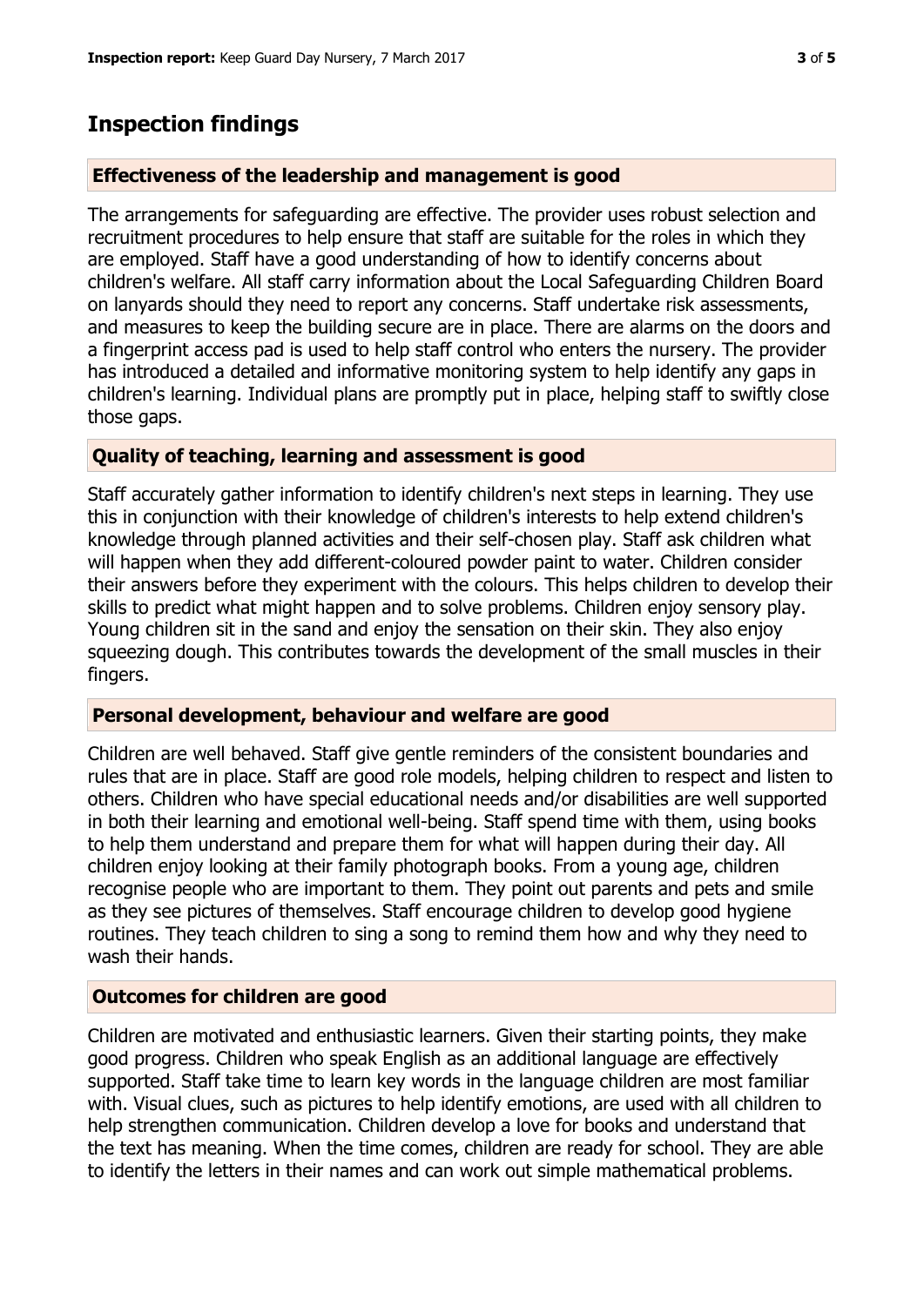## Inspection findings

### Effectiveness of the leadership and management is good

The arrangements for safeguarding are effective. The provider uses robust selection and recruitment procedures to help ensure that staff are suitable for the roles in which they are employed. Staff have a good understanding of how to identify concerns about children's welfare. All staff carry information about the Local Safeguarding Children Board on lanyards should they need to report any concerns. Staff undertake risk assessments, and measures to keep the building secure are in place. There are alarms on the doors and a fingerprint access pad is used to help staff control who enters the nursery. The provider has introduced a detailed and informative monitoring system to help identify any gaps in children's learning. Individual plans are promptly put in place, helping staff to swiftly close those gaps.

### Quality of teaching, learning and assessment is good

Staff accurately gather information to identify children's next steps in learning. They use this in conjunction with their knowledge of children's interests to help extend children's knowledge through planned activities and their self-chosen play. Staff ask children what will happen when they add different-coloured powder paint to water. Children consider their answers before they experiment with the colours. This helps children to develop their skills to predict what might happen and to solve problems. Children enjoy sensory play. Young children sit in the sand and enjoy the sensation on their skin. They also enjoy squeezing dough. This contributes towards the development of the small muscles in their fingers.

### Personal development, behaviour and welfare are good

Children are well behaved. Staff give gentle reminders of the consistent boundaries and rules that are in place. Staff are good role models, helping children to respect and listen to others. Children who have special educational needs and/or disabilities are well supported in both their learning and emotional well-being. Staff spend time with them, using books to help them understand and prepare them for what will happen during their day. All children enjoy looking at their family photograph books. From a young age, children recognise people who are important to them. They point out parents and pets and smile as they see pictures of themselves. Staff encourage children to develop good hygiene routines. They teach children to sing a song to remind them how and why they need to wash their hands.

### Outcomes for children are good

Children are motivated and enthusiastic learners. Given their starting points, they make good progress. Children who speak English as an additional language are effectively supported. Staff take time to learn key words in the language children are most familiar with. Visual clues, such as pictures to help identify emotions, are used with all children to help strengthen communication. Children develop a love for books and understand that the text has meaning. When the time comes, children are ready for school. They are able to identify the letters in their names and can work out simple mathematical problems.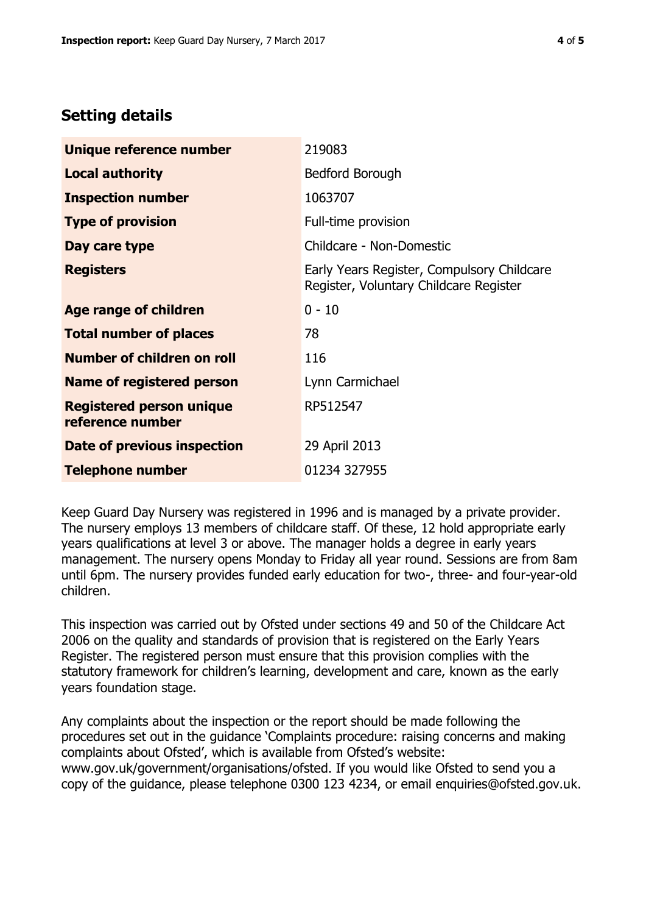## Setting details

| | |
|---|---|
| **Unique reference number** | 219083 |
| **Local authority** | Bedford Borough |
| **Inspection number** | 1063707 |
| **Type of provision** | Full-time provision |
| **Day care type** | Childcare - Non-Domestic |
| **Registers** | Early Years Register, Compulsory Childcare Register, Voluntary Childcare Register |
| **Age range of children** | 0 - 10 |
| **Total number of places** | 78 |
| **Number of children on roll** | 116 |
| **Name of registered person** | Lynn Carmichael |
| **Registered person unique reference number** | RP512547 |
| **Date of previous inspection** | 29 April 2013 |
| **Telephone number** | 01234 327955 |

Keep Guard Day Nursery was registered in 1996 and is managed by a private provider. The nursery employs 13 members of childcare staff. Of these, 12 hold appropriate early years qualifications at level 3 or above. The manager holds a degree in early years management. The nursery opens Monday to Friday all year round. Sessions are from 8am until 6pm. The nursery provides funded early education for two-, three- and four-year-old children.

This inspection was carried out by Ofsted under sections 49 and 50 of the Childcare Act 2006 on the quality and standards of provision that is registered on the Early Years Register. The registered person must ensure that this provision complies with the statutory framework for children's learning, development and care, known as the early years foundation stage.

Any complaints about the inspection or the report should be made following the procedures set out in the guidance 'Complaints procedure: raising concerns and making complaints about Ofsted', which is available from Ofsted's website: www.gov.uk/government/organisations/ofsted. If you would like Ofsted to send you a copy of the guidance, please telephone 0300 123 4234, or email enquiries@ofsted.gov.uk.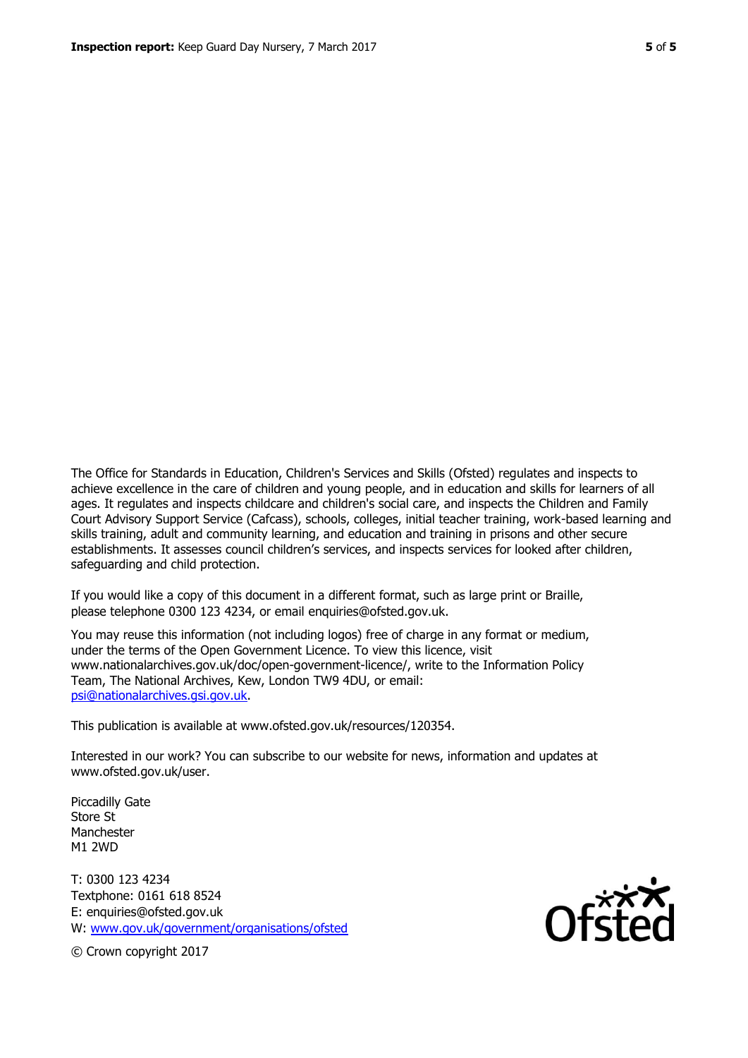The Office for Standards in Education, Children's Services and Skills (Ofsted) regulates and inspects to achieve excellence in the care of children and young people, and in education and skills for learners of all ages. It regulates and inspects childcare and children's social care, and inspects the Children and Family Court Advisory Support Service (Cafcass), schools, colleges, initial teacher training, work-based learning and skills training, adult and community learning, and education and training in prisons and other secure establishments. It assesses council children's services, and inspects services for looked after children, safeguarding and child protection.

If you would like a copy of this document in a different format, such as large print or Braille, please telephone 0300 123 4234, or email enquiries@ofsted.gov.uk.

You may reuse this information (not including logos) free of charge in any format or medium, under the terms of the Open Government Licence. To view this licence, visit www.nationalarchives.gov.uk/doc/open-government-licence/, write to the Information Policy Team, The National Archives, Kew, London TW9 4DU, or email: psi@nationalarchives.gsi.gov.uk.

This publication is available at www.ofsted.gov.uk/resources/120354.

Interested in our work? You can subscribe to our website for news, information and updates at www.ofsted.gov.uk/user.

Piccadilly Gate
Store St
Manchester
M1 2WD

T: 0300 123 4234
Textphone: 0161 618 8524
E: enquiries@ofsted.gov.uk
W: www.gov.uk/government/organisations/ofsted

© Crown copyright 2017